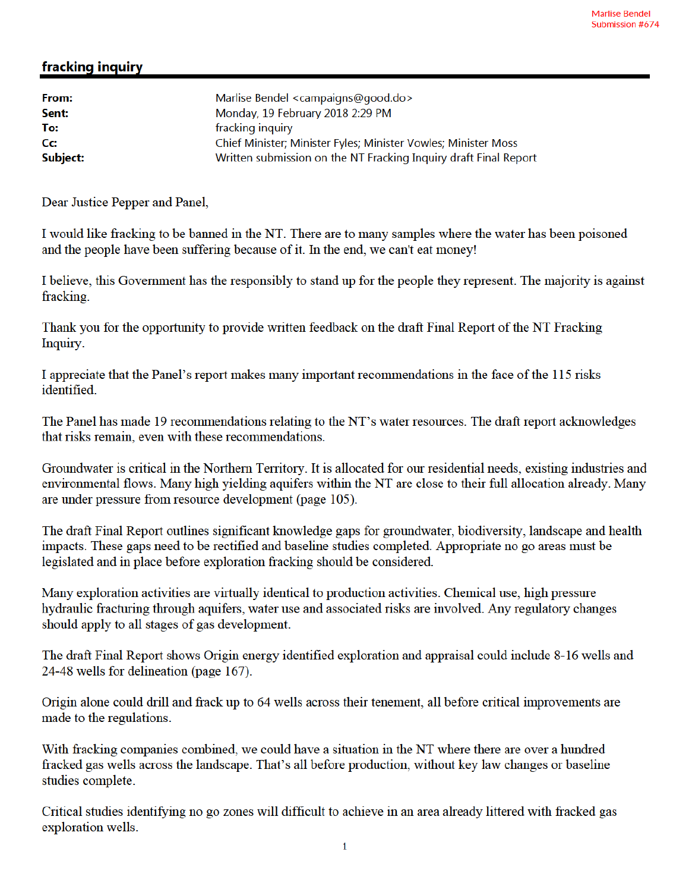Marlise Bendel
Submission #674

## fracking inquiry

**From:** Marlise Bendel <campaigns@good.do>
**Sent:** Monday, 19 February 2018 2:29 PM
**To:** fracking inquiry
**Cc:** Chief Minister; Minister Fyles; Minister Vowles; Minister Moss
**Subject:** Written submission on the NT Fracking Inquiry draft Final Report

Dear Justice Pepper and Panel,

I would like fracking to be banned in the NT. There are to many samples where the water has been poisoned and the people have been suffering because of it. In the end, we can't eat money!

I believe, this Government has the responsibly to stand up for the people they represent. The majority is against fracking.

Thank you for the opportunity to provide written feedback on the draft Final Report of the NT Fracking Inquiry.

I appreciate that the Panel's report makes many important recommendations in the face of the 115 risks identified.

The Panel has made 19 recommendations relating to the NT's water resources. The draft report acknowledges that risks remain, even with these recommendations.

Groundwater is critical in the Northern Territory. It is allocated for our residential needs, existing industries and environmental flows. Many high yielding aquifers within the NT are close to their full allocation already. Many are under pressure from resource development (page 105).

The draft Final Report outlines significant knowledge gaps for groundwater, biodiversity, landscape and health impacts. These gaps need to be rectified and baseline studies completed. Appropriate no go areas must be legislated and in place before exploration fracking should be considered.

Many exploration activities are virtually identical to production activities. Chemical use, high pressure hydraulic fracturing through aquifers, water use and associated risks are involved. Any regulatory changes should apply to all stages of gas development.

The draft Final Report shows Origin energy identified exploration and appraisal could include 8-16 wells and 24-48 wells for delineation (page 167).

Origin alone could drill and frack up to 64 wells across their tenement, all before critical improvements are made to the regulations.

With fracking companies combined, we could have a situation in the NT where there are over a hundred fracked gas wells across the landscape. That's all before production, without key law changes or baseline studies complete.

Critical studies identifying no go zones will difficult to achieve in an area already littered with fracked gas exploration wells.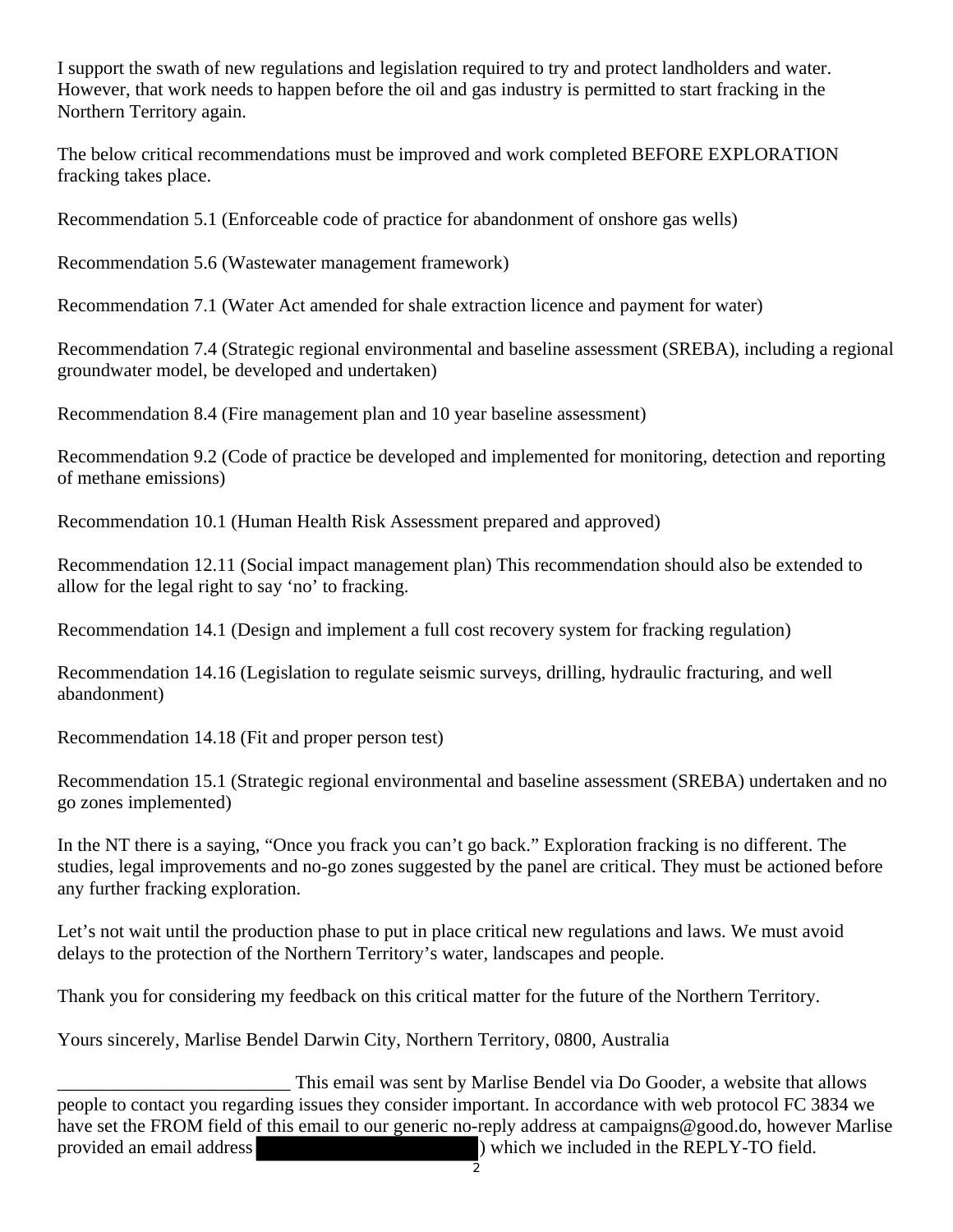I support the swath of new regulations and legislation required to try and protect landholders and water. However, that work needs to happen before the oil and gas industry is permitted to start fracking in the Northern Territory again.

The below critical recommendations must be improved and work completed BEFORE EXPLORATION fracking takes place.

Recommendation 5.1 (Enforceable code of practice for abandonment of onshore gas wells)

Recommendation 5.6 (Wastewater management framework)

Recommendation 7.1 (Water Act amended for shale extraction licence and payment for water)

Recommendation 7.4 (Strategic regional environmental and baseline assessment (SREBA), including a regional groundwater model, be developed and undertaken)

Recommendation 8.4 (Fire management plan and 10 year baseline assessment)

Recommendation 9.2 (Code of practice be developed and implemented for monitoring, detection and reporting of methane emissions)

Recommendation 10.1 (Human Health Risk Assessment prepared and approved)

Recommendation 12.11 (Social impact management plan) This recommendation should also be extended to allow for the legal right to say 'no' to fracking.

Recommendation 14.1 (Design and implement a full cost recovery system for fracking regulation)

Recommendation 14.16 (Legislation to regulate seismic surveys, drilling, hydraulic fracturing, and well abandonment)

Recommendation 14.18 (Fit and proper person test)

Recommendation 15.1 (Strategic regional environmental and baseline assessment (SREBA) undertaken and no go zones implemented)

In the NT there is a saying, "Once you frack you can't go back." Exploration fracking is no different. The studies, legal improvements and no-go zones suggested by the panel are critical. They must be actioned before any further fracking exploration.

Let's not wait until the production phase to put in place critical new regulations and laws. We must avoid delays to the protection of the Northern Territory's water, landscapes and people.

Thank you for considering my feedback on this critical matter for the future of the Northern Territory.

Yours sincerely, Marlise Bendel Darwin City, Northern Territory, 0800, Australia

_________________________ This email was sent by Marlise Bendel via Do Gooder, a website that allows people to contact you regarding issues they consider important. In accordance with web protocol FC 3834 we have set the FROM field of this email to our generic no-reply address at campaigns@good.do, however Marlise provided an email address ) which we included in the REPLY-TO field.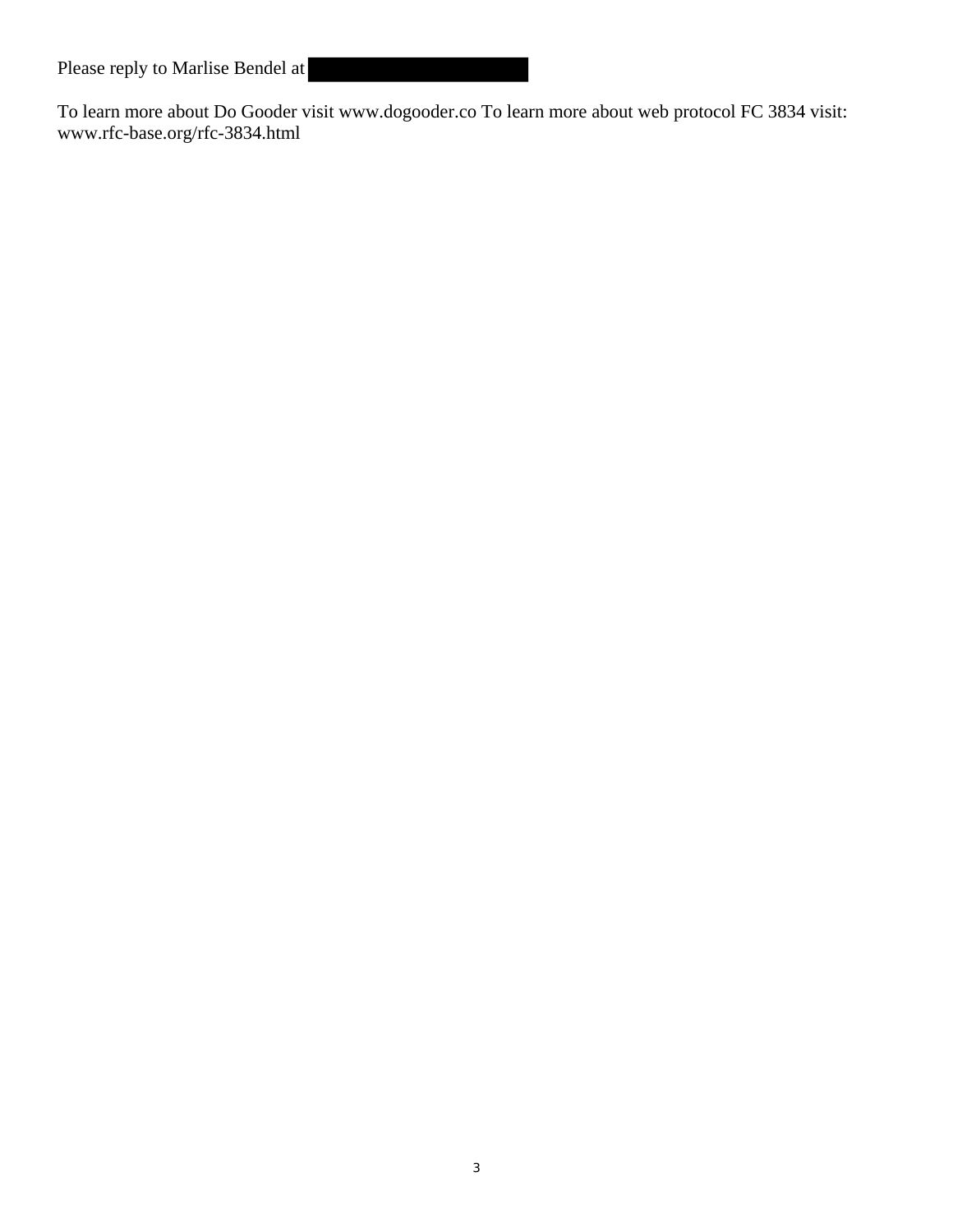Please reply to Marlise Bendel at

To learn more about Do Gooder visit www.dogooder.co To learn more about web protocol FC 3834 visit: www.rfc-base.org/rfc-3834.html